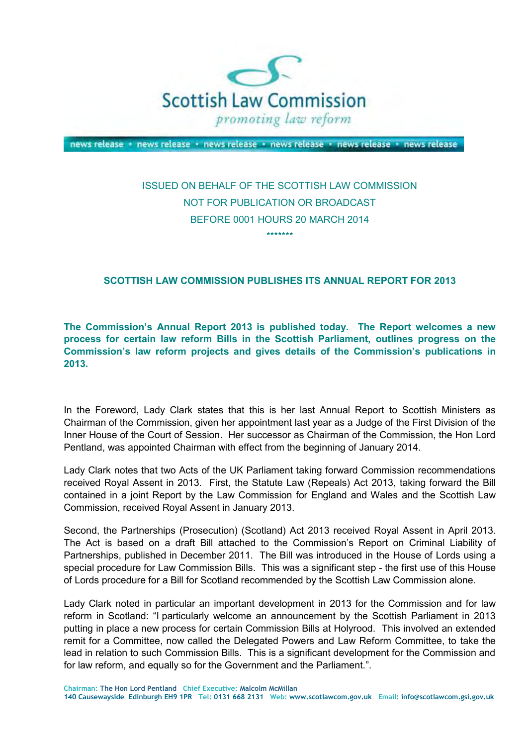Scottish Law Commission

*promoting law reform*

news release • news release • news release • news release • news release • news release

ISSUED ON BEHALF OF THE SCOTTISH LAW COMMISSION
NOT FOR PUBLICATION OR BROADCAST
BEFORE 0001 HOURS 20 MARCH 2014

*******

## SCOTTISH LAW COMMISSION PUBLISHES ITS ANNUAL REPORT FOR 2013

**The Commission's Annual Report 2013 is published today. The Report welcomes a new process for certain law reform Bills in the Scottish Parliament, outlines progress on the Commission's law reform projects and gives details of the Commission's publications in 2013.**

In the Foreword, Lady Clark states that this is her last Annual Report to Scottish Ministers as Chairman of the Commission, given her appointment last year as a Judge of the First Division of the Inner House of the Court of Session. Her successor as Chairman of the Commission, the Hon Lord Pentland, was appointed Chairman with effect from the beginning of January 2014.

Lady Clark notes that two Acts of the UK Parliament taking forward Commission recommendations received Royal Assent in 2013. First, the Statute Law (Repeals) Act 2013, taking forward the Bill contained in a joint Report by the Law Commission for England and Wales and the Scottish Law Commission, received Royal Assent in January 2013.

Second, the Partnerships (Prosecution) (Scotland) Act 2013 received Royal Assent in April 2013. The Act is based on a draft Bill attached to the Commission's Report on Criminal Liability of Partnerships, published in December 2011. The Bill was introduced in the House of Lords using a special procedure for Law Commission Bills. This was a significant step - the first use of this House of Lords procedure for a Bill for Scotland recommended by the Scottish Law Commission alone.

Lady Clark noted in particular an important development in 2013 for the Commission and for law reform in Scotland: "I particularly welcome an announcement by the Scottish Parliament in 2013 putting in place a new process for certain Commission Bills at Holyrood. This involved an extended remit for a Committee, now called the Delegated Powers and Law Reform Committee, to take the lead in relation to such Commission Bills. This is a significant development for the Commission and for law reform, and equally so for the Government and the Parliament.".

Chairman: The Hon Lord Pentland Chief Executive: Malcolm McMillan
140 Causewayside Edinburgh EH9 1PR Tel: 0131 668 2131 Web: www.scotlawcom.gov.uk Email: info@scotlawcom.gsi.gov.uk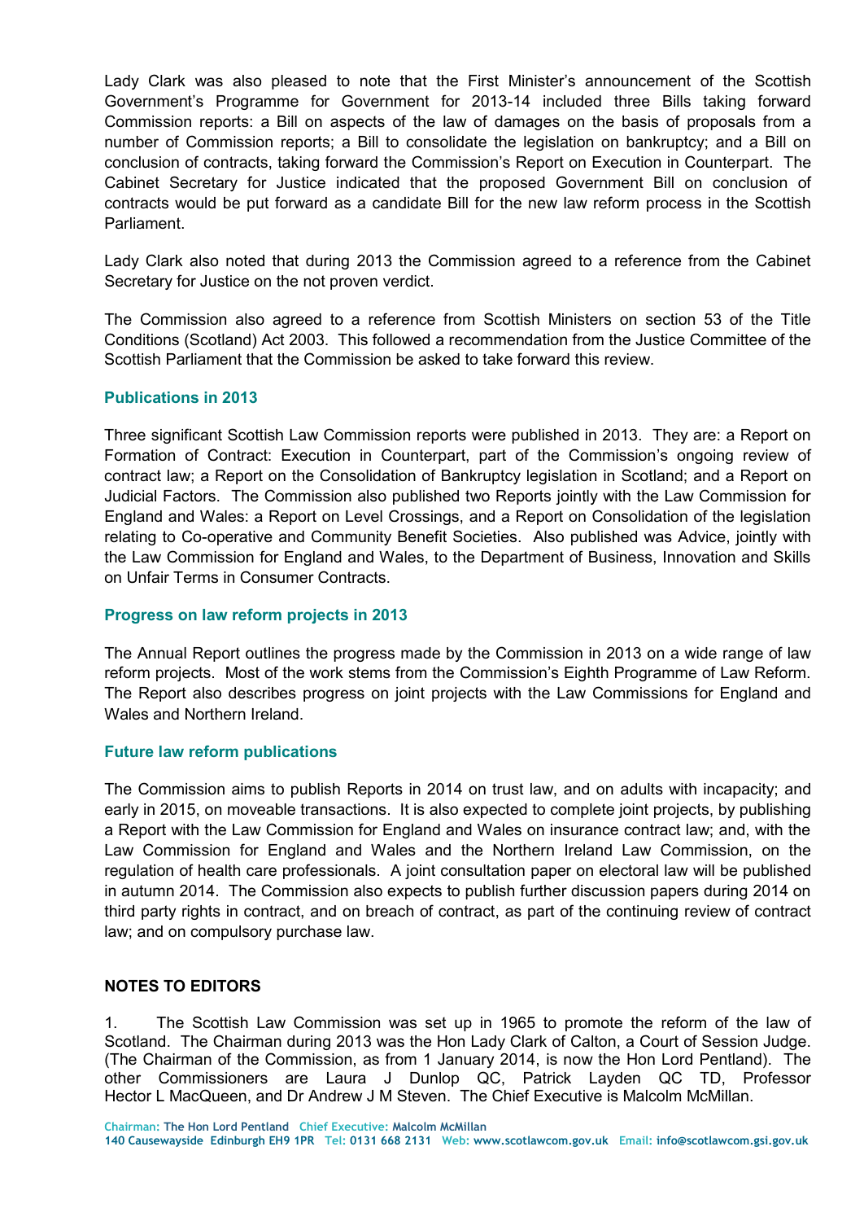Lady Clark was also pleased to note that the First Minister's announcement of the Scottish Government's Programme for Government for 2013-14 included three Bills taking forward Commission reports: a Bill on aspects of the law of damages on the basis of proposals from a number of Commission reports; a Bill to consolidate the legislation on bankruptcy; and a Bill on conclusion of contracts, taking forward the Commission's Report on Execution in Counterpart. The Cabinet Secretary for Justice indicated that the proposed Government Bill on conclusion of contracts would be put forward as a candidate Bill for the new law reform process in the Scottish Parliament.

Lady Clark also noted that during 2013 the Commission agreed to a reference from the Cabinet Secretary for Justice on the not proven verdict.

The Commission also agreed to a reference from Scottish Ministers on section 53 of the Title Conditions (Scotland) Act 2003. This followed a recommendation from the Justice Committee of the Scottish Parliament that the Commission be asked to take forward this review.

### Publications in 2013

Three significant Scottish Law Commission reports were published in 2013. They are: a Report on Formation of Contract: Execution in Counterpart, part of the Commission's ongoing review of contract law; a Report on the Consolidation of Bankruptcy legislation in Scotland; and a Report on Judicial Factors. The Commission also published two Reports jointly with the Law Commission for England and Wales: a Report on Level Crossings, and a Report on Consolidation of the legislation relating to Co-operative and Community Benefit Societies. Also published was Advice, jointly with the Law Commission for England and Wales, to the Department of Business, Innovation and Skills on Unfair Terms in Consumer Contracts.

### Progress on law reform projects in 2013

The Annual Report outlines the progress made by the Commission in 2013 on a wide range of law reform projects. Most of the work stems from the Commission's Eighth Programme of Law Reform. The Report also describes progress on joint projects with the Law Commissions for England and Wales and Northern Ireland.

### Future law reform publications

The Commission aims to publish Reports in 2014 on trust law, and on adults with incapacity; and early in 2015, on moveable transactions. It is also expected to complete joint projects, by publishing a Report with the Law Commission for England and Wales on insurance contract law; and, with the Law Commission for England and Wales and the Northern Ireland Law Commission, on the regulation of health care professionals. A joint consultation paper on electoral law will be published in autumn 2014. The Commission also expects to publish further discussion papers during 2014 on third party rights in contract, and on breach of contract, as part of the continuing review of contract law; and on compulsory purchase law.

**NOTES TO EDITORS**

1. The Scottish Law Commission was set up in 1965 to promote the reform of the law of Scotland. The Chairman during 2013 was the Hon Lady Clark of Calton, a Court of Session Judge. (The Chairman of the Commission, as from 1 January 2014, is now the Hon Lord Pentland). The other Commissioners are Laura J Dunlop QC, Patrick Layden QC TD, Professor Hector L MacQueen, and Dr Andrew J M Steven. The Chief Executive is Malcolm McMillan.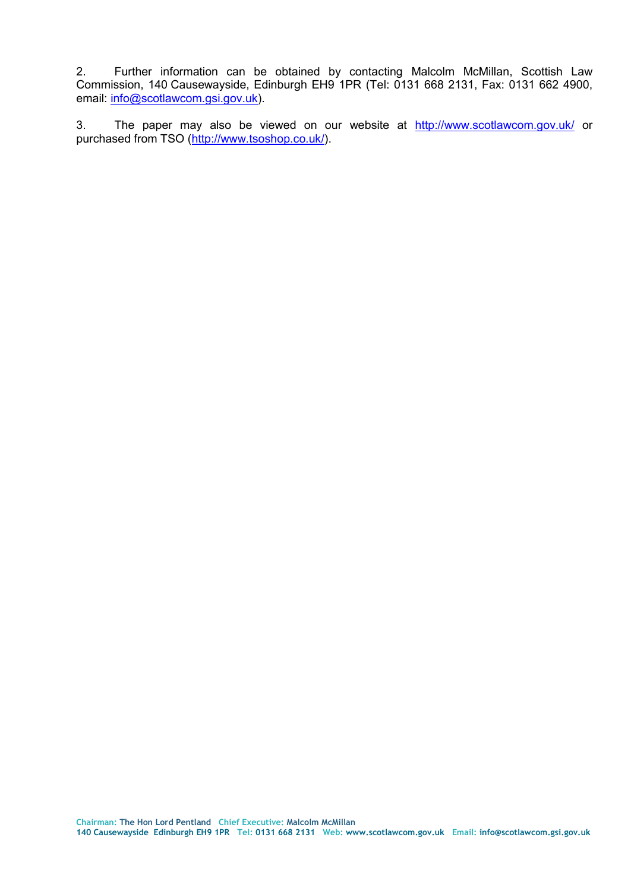2. Further information can be obtained by contacting Malcolm McMillan, Scottish Law Commission, 140 Causewayside, Edinburgh EH9 1PR (Tel: 0131 668 2131, Fax: 0131 662 4900, email: info@scotlawcom.gsi.gov.uk).

3. The paper may also be viewed on our website at http://www.scotlawcom.gov.uk/ or purchased from TSO (http://www.tsoshop.co.uk/).